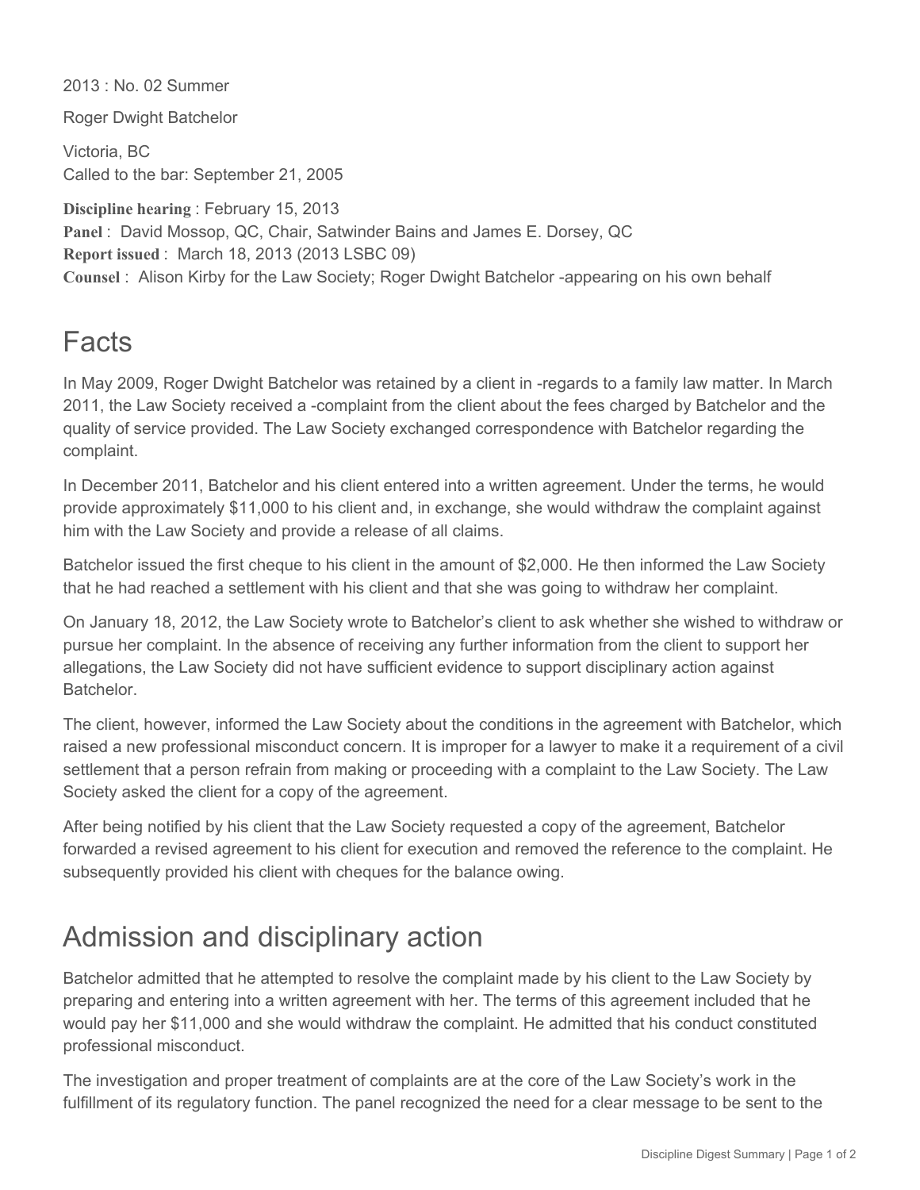2013 : No. 02 Summer

Roger Dwight Batchelor

Victoria, BC
Called to the bar: September 21, 2005

**Discipline hearing** : February 15, 2013
**Panel** : David Mossop, QC, Chair, Satwinder Bains and James E. Dorsey, QC
**Report issued** : March 18, 2013 (2013 LSBC 09)
**Counsel** : Alison Kirby for the Law Society; Roger Dwight Batchelor -appearing on his own behalf

# Facts

In May 2009, Roger Dwight Batchelor was retained by a client in -regards to a family law matter. In March 2011, the Law Society received a -complaint from the client about the fees charged by Batchelor and the quality of service provided. The Law Society exchanged correspondence with Batchelor regarding the complaint.

In December 2011, Batchelor and his client entered into a written agreement. Under the terms, he would provide approximately $11,000 to his client and, in exchange, she would withdraw the complaint against him with the Law Society and provide a release of all claims.

Batchelor issued the first cheque to his client in the amount of $2,000. He then informed the Law Society that he had reached a settlement with his client and that she was going to withdraw her complaint.

On January 18, 2012, the Law Society wrote to Batchelor's client to ask whether she wished to withdraw or pursue her complaint. In the absence of receiving any further information from the client to support her allegations, the Law Society did not have sufficient evidence to support disciplinary action against Batchelor.

The client, however, informed the Law Society about the conditions in the agreement with Batchelor, which raised a new professional misconduct concern. It is improper for a lawyer to make it a requirement of a civil settlement that a person refrain from making or proceeding with a complaint to the Law Society. The Law Society asked the client for a copy of the agreement.

After being notified by his client that the Law Society requested a copy of the agreement, Batchelor forwarded a revised agreement to his client for execution and removed the reference to the complaint. He subsequently provided his client with cheques for the balance owing.

# Admission and disciplinary action

Batchelor admitted that he attempted to resolve the complaint made by his client to the Law Society by preparing and entering into a written agreement with her. The terms of this agreement included that he would pay her $11,000 and she would withdraw the complaint. He admitted that his conduct constituted professional misconduct.

The investigation and proper treatment of complaints are at the core of the Law Society's work in the fulfillment of its regulatory function. The panel recognized the need for a clear message to be sent to the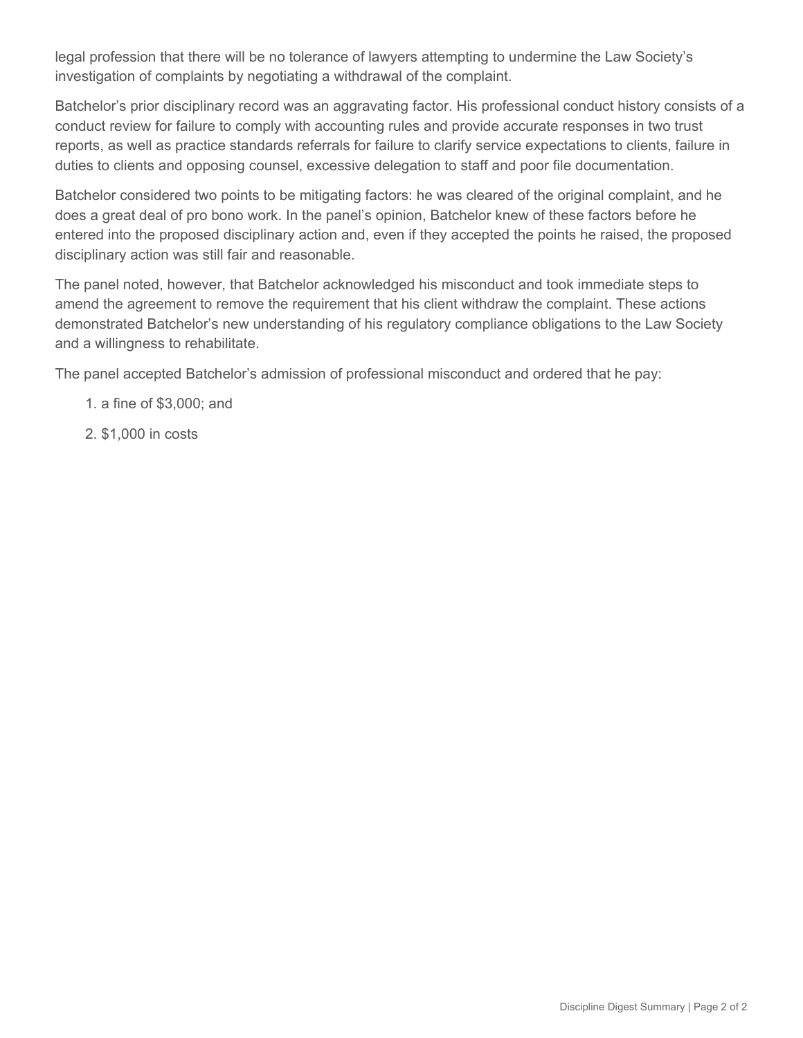legal profession that there will be no tolerance of lawyers attempting to undermine the Law Society's investigation of complaints by negotiating a withdrawal of the complaint.

Batchelor's prior disciplinary record was an aggravating factor. His professional conduct history consists of a conduct review for failure to comply with accounting rules and provide accurate responses in two trust reports, as well as practice standards referrals for failure to clarify service expectations to clients, failure in duties to clients and opposing counsel, excessive delegation to staff and poor file documentation.

Batchelor considered two points to be mitigating factors: he was cleared of the original complaint, and he does a great deal of pro bono work. In the panel's opinion, Batchelor knew of these factors before he entered into the proposed disciplinary action and, even if they accepted the points he raised, the proposed disciplinary action was still fair and reasonable.

The panel noted, however, that Batchelor acknowledged his misconduct and took immediate steps to amend the agreement to remove the requirement that his client withdraw the complaint. These actions demonstrated Batchelor's new understanding of his regulatory compliance obligations to the Law Society and a willingness to rehabilitate.

The panel accepted Batchelor's admission of professional misconduct and ordered that he pay:

1. a fine of $3,000; and
2. $1,000 in costs